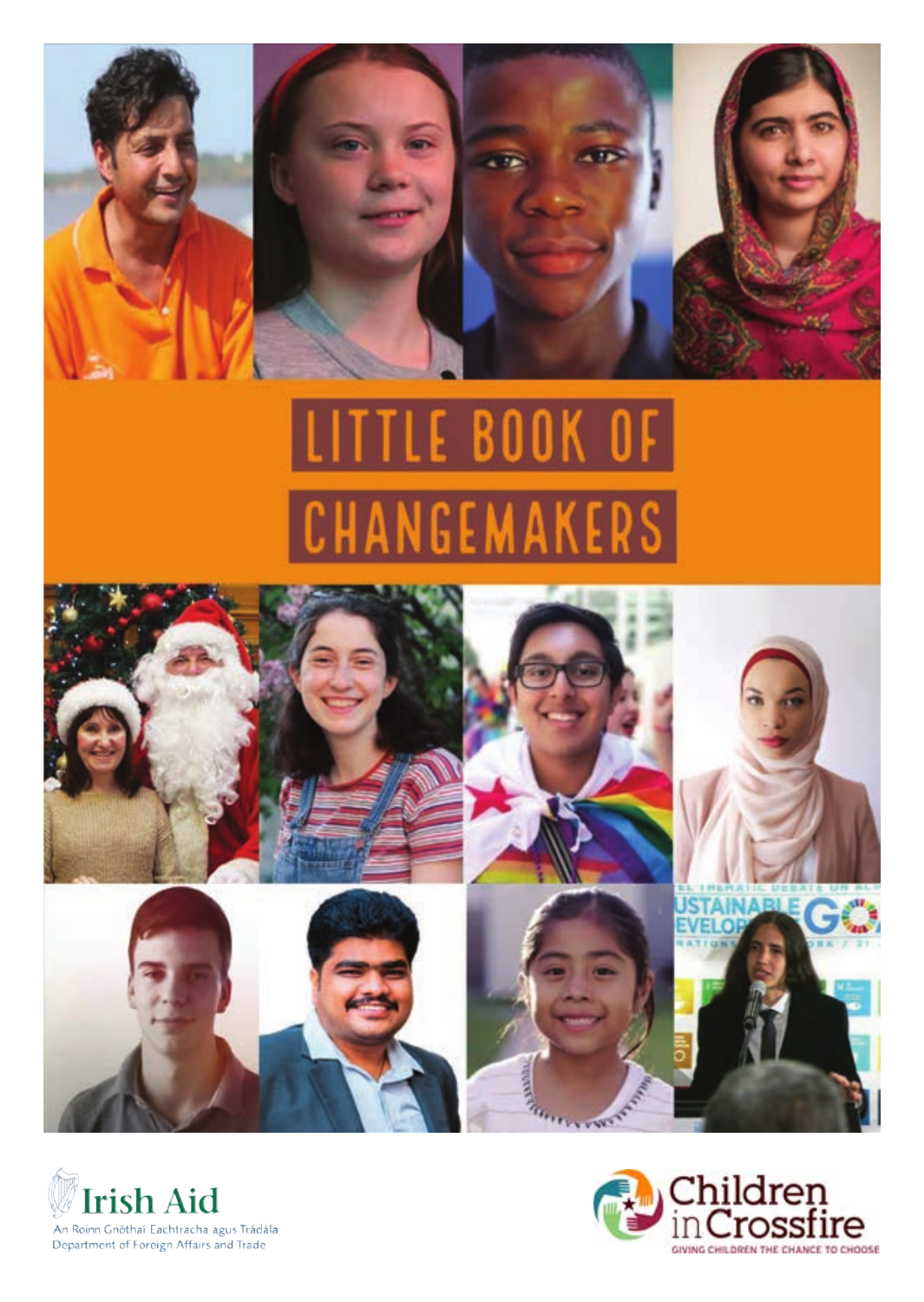# LITTLE BOOK OF CHANGEMAKERS

Irish Aid

An Roinn Gnóthaí Eachtracha agus Trádála

Department of Foreign Affairs and Trade

Children in Crossfire

GIVING CHILDREN THE CHANCE TO CHOOSE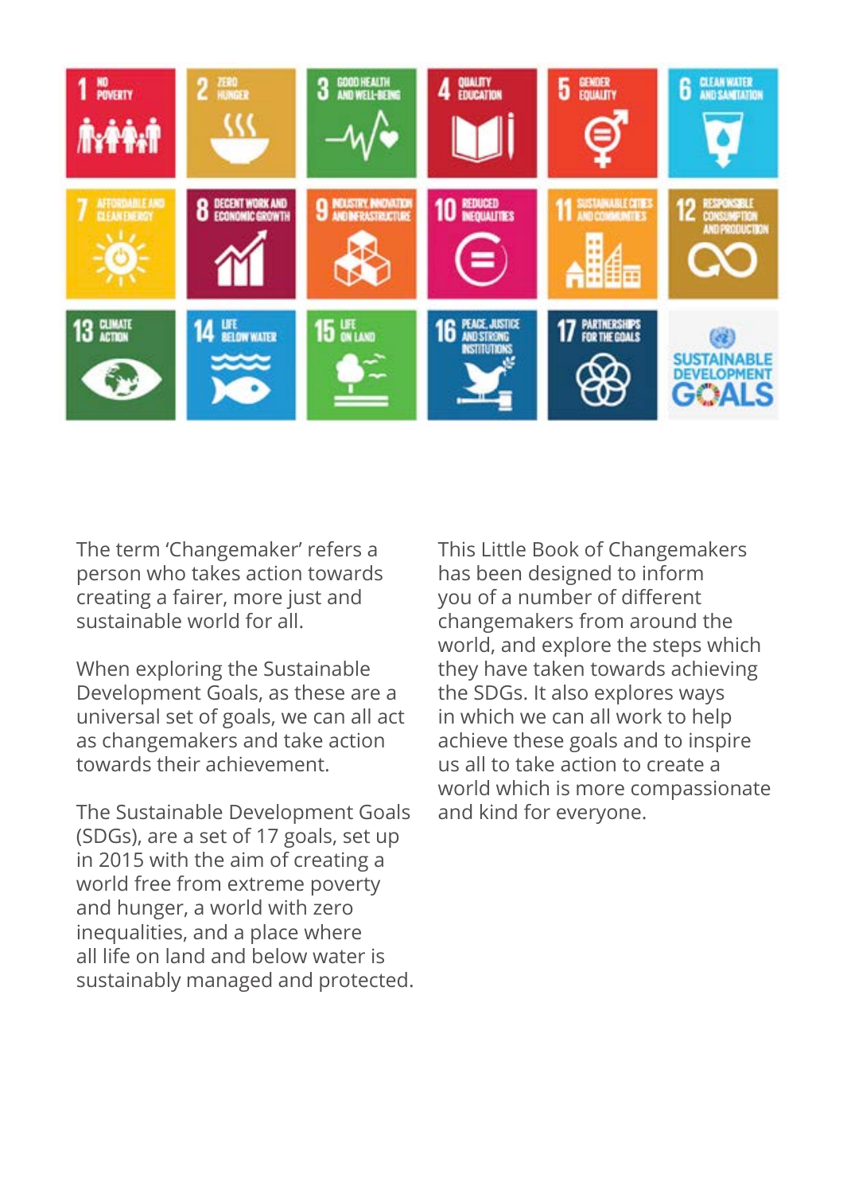The term 'Changemaker' refers a person who takes action towards creating a fairer, more just and sustainable world for all.

When exploring the Sustainable Development Goals, as these are a universal set of goals, we can all act as changemakers and take action towards their achievement.

The Sustainable Development Goals (SDGs), are a set of 17 goals, set up in 2015 with the aim of creating a world free from extreme poverty and hunger, a world with zero inequalities, and a place where all life on land and below water is sustainably managed and protected.

This Little Book of Changemakers has been designed to inform you of a number of different changemakers from around the world, and explore the steps which they have taken towards achieving the SDGs. It also explores ways in which we can all work to help achieve these goals and to inspire us all to take action to create a world which is more compassionate and kind for everyone.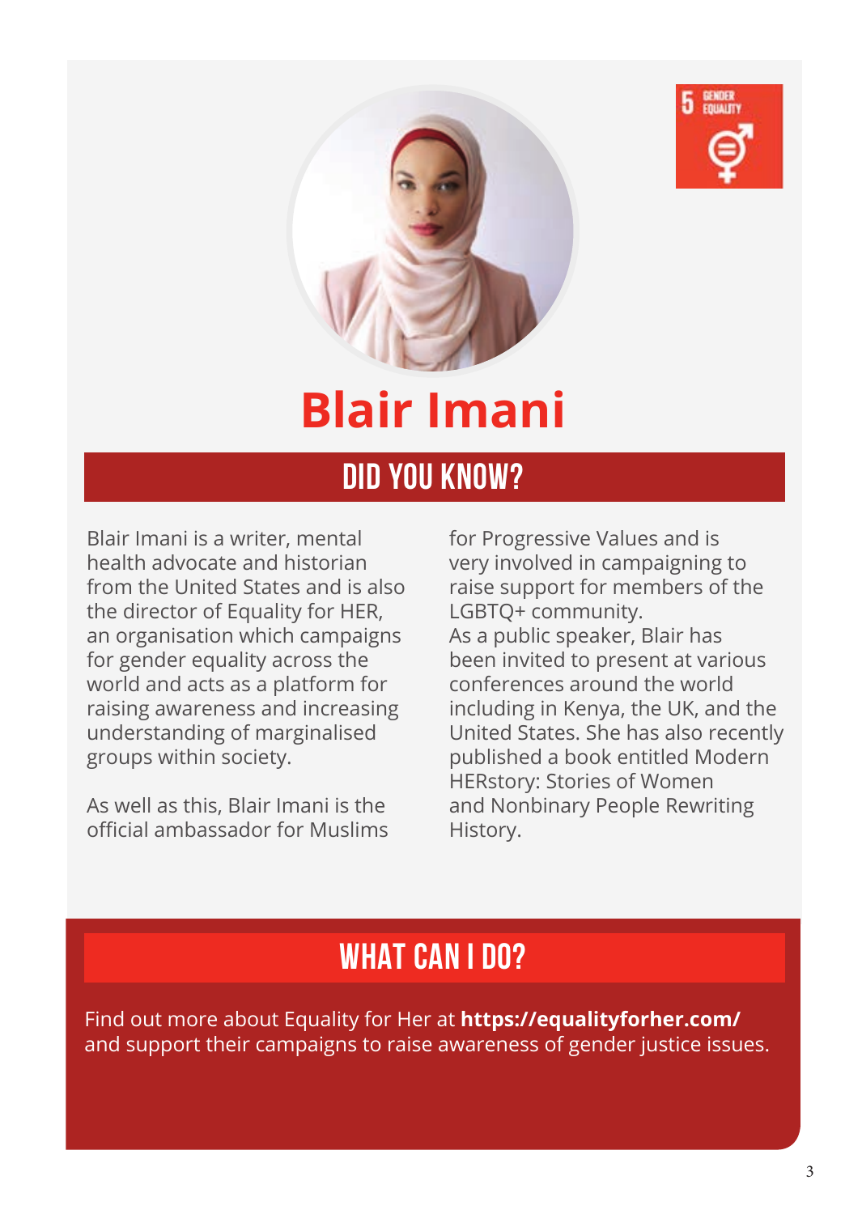# Blair Imani

## DID YOU KNOW?

Blair Imani is a writer, mental health advocate and historian from the United States and is also the director of Equality for HER, an organisation which campaigns for gender equality across the world and acts as a platform for raising awareness and increasing understanding of marginalised groups within society.

As well as this, Blair Imani is the official ambassador for Muslims for Progressive Values and is very involved in campaigning to raise support for members of the LGBTQ+ community.
As a public speaker, Blair has been invited to present at various conferences around the world including in Kenya, the UK, and the United States. She has also recently published a book entitled Modern HERstory: Stories of Women and Nonbinary People Rewriting History.

## WHAT CAN I DO?

Find out more about Equality for Her at **https://equalityforher.com/** and support their campaigns to raise awareness of gender justice issues.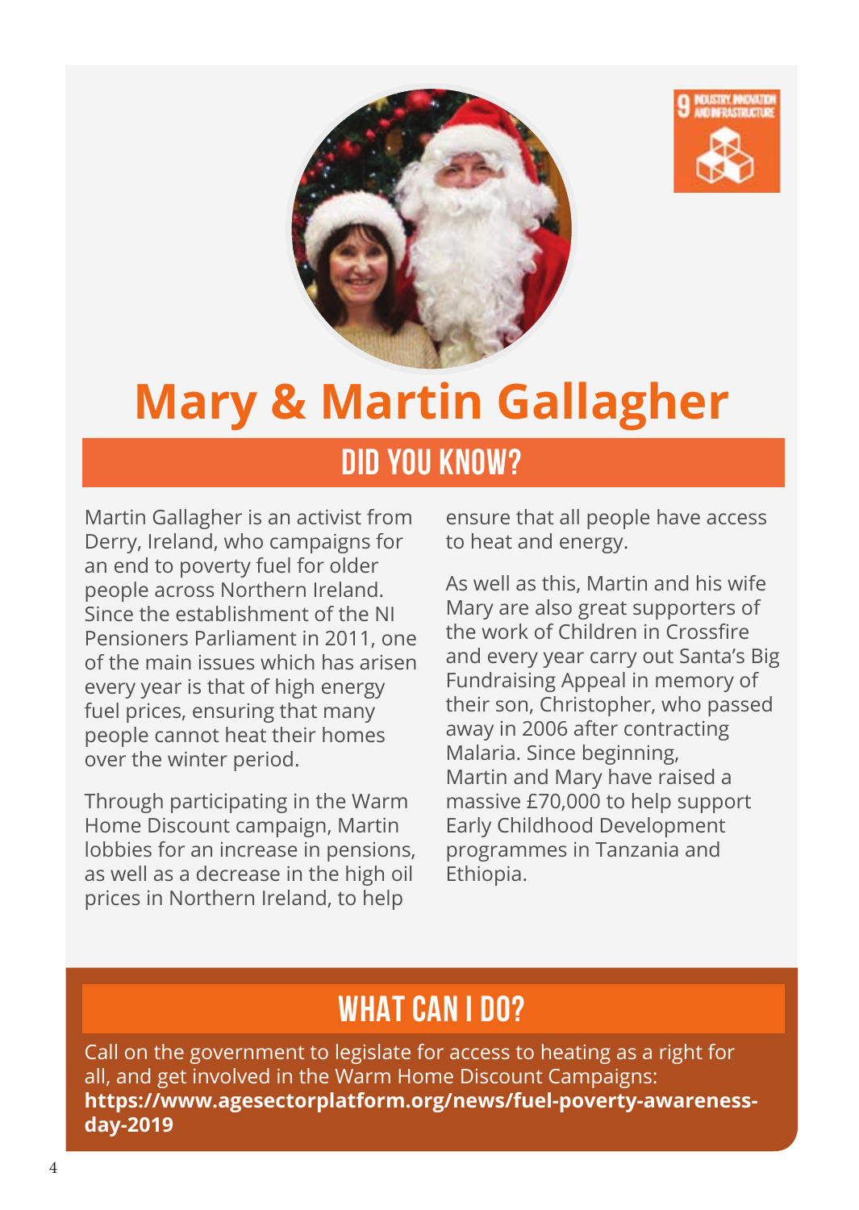# Mary & Martin Gallagher

## DID YOU KNOW?

Martin Gallagher is an activist from Derry, Ireland, who campaigns for an end to poverty fuel for older people across Northern Ireland. Since the establishment of the NI Pensioners Parliament in 2011, one of the main issues which has arisen every year is that of high energy fuel prices, ensuring that many people cannot heat their homes over the winter period.

Through participating in the Warm Home Discount campaign, Martin lobbies for an increase in pensions, as well as a decrease in the high oil prices in Northern Ireland, to help ensure that all people have access to heat and energy.

As well as this, Martin and his wife Mary are also great supporters of the work of Children in Crossfire and every year carry out Santa's Big Fundraising Appeal in memory of their son, Christopher, who passed away in 2006 after contracting Malaria. Since beginning, Martin and Mary have raised a massive £70,000 to help support Early Childhood Development programmes in Tanzania and Ethiopia.

## WHAT CAN I DO?

Call on the government to legislate for access to heating as a right for all, and get involved in the Warm Home Discount Campaigns: **https://www.agesectorplatform.org/news/fuel-poverty-awareness-day-2019**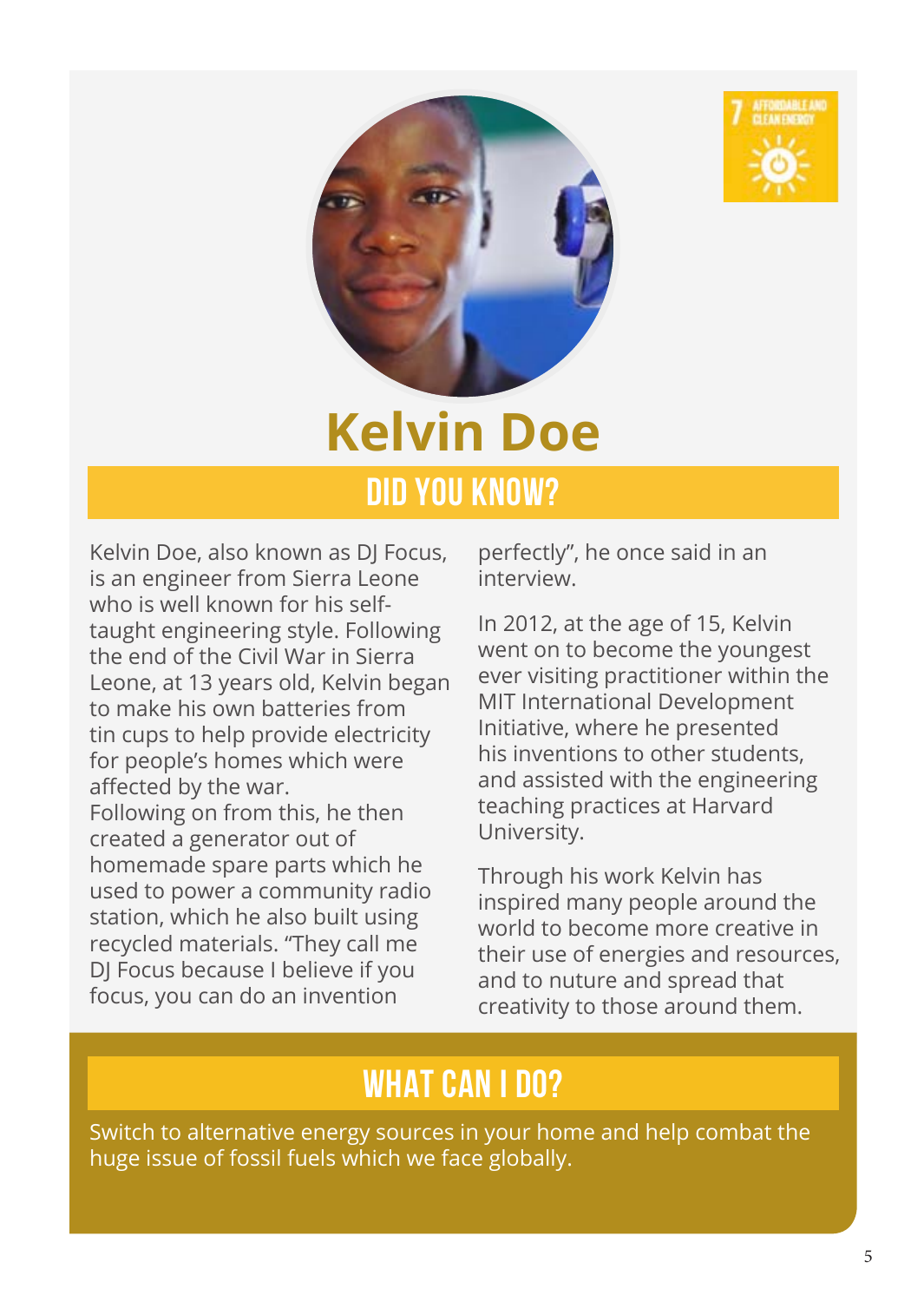# Kelvin Doe

## DID YOU KNOW?

Kelvin Doe, also known as DJ Focus, is an engineer from Sierra Leone who is well known for his self-taught engineering style. Following the end of the Civil War in Sierra Leone, at 13 years old, Kelvin began to make his own batteries from tin cups to help provide electricity for people's homes which were affected by the war.
Following on from this, he then created a generator out of homemade spare parts which he used to power a community radio station, which he also built using recycled materials. "They call me DJ Focus because I believe if you focus, you can do an invention perfectly", he once said in an interview.

In 2012, at the age of 15, Kelvin went on to become the youngest ever visiting practitioner within the MIT International Development Initiative, where he presented his inventions to other students, and assisted with the engineering teaching practices at Harvard University.

Through his work Kelvin has inspired many people around the world to become more creative in their use of energies and resources, and to nuture and spread that creativity to those around them.

## WHAT CAN I DO?

Switch to alternative energy sources in your home and help combat the huge issue of fossil fuels which we face globally.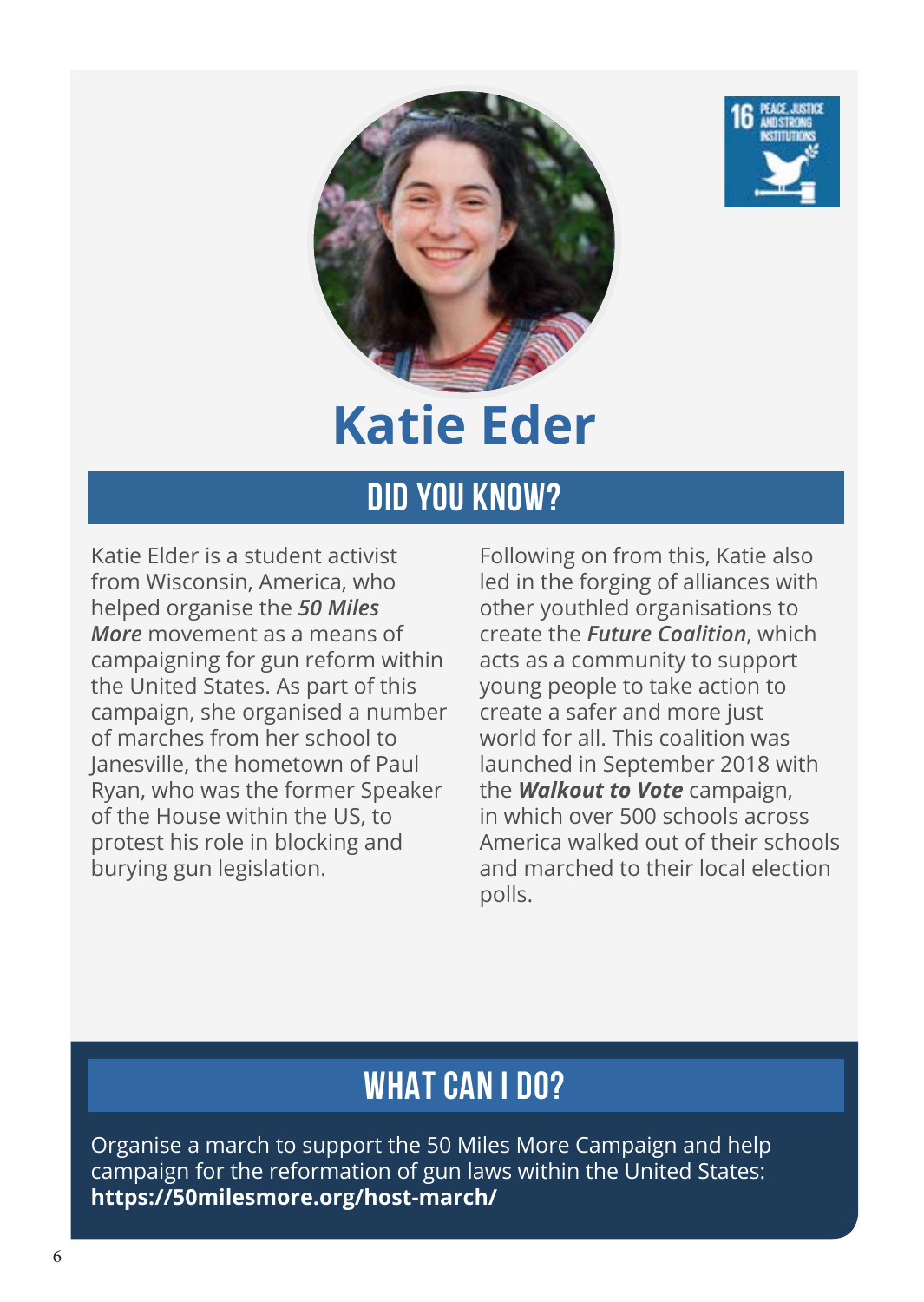# Katie Eder

## DID YOU KNOW?

Katie Elder is a student activist from Wisconsin, America, who helped organise the ***50 Miles More*** movement as a means of campaigning for gun reform within the United States. As part of this campaign, she organised a number of marches from her school to Janesville, the hometown of Paul Ryan, who was the former Speaker of the House within the US, to protest his role in blocking and burying gun legislation.

Following on from this, Katie also led in the forging of alliances with other youthled organisations to create the ***Future Coalition***, which acts as a community to support young people to take action to create a safer and more just world for all. This coalition was launched in September 2018 with the ***Walkout to Vote*** campaign, in which over 500 schools across America walked out of their schools and marched to their local election polls.

## WHAT CAN I DO?

Organise a march to support the 50 Miles More Campaign and help campaign for the reformation of gun laws within the United States: **https://50milesmore.org/host-march/**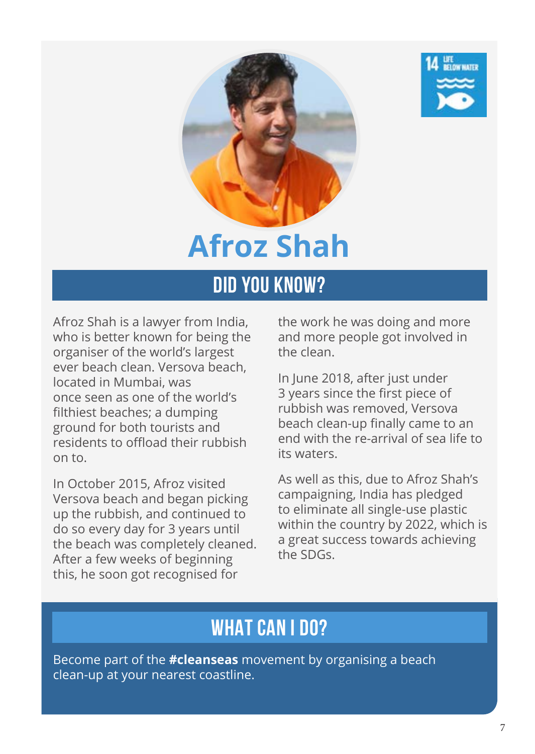# Afroz Shah

## DID YOU KNOW?

Afroz Shah is a lawyer from India, who is better known for being the organiser of the world's largest ever beach clean. Versova beach, located in Mumbai, was once seen as one of the world's filthiest beaches; a dumping ground for both tourists and residents to offload their rubbish on to.

In October 2015, Afroz visited Versova beach and began picking up the rubbish, and continued to do so every day for 3 years until the beach was completely cleaned. After a few weeks of beginning this, he soon got recognised for the work he was doing and more and more people got involved in the clean.

In June 2018, after just under 3 years since the first piece of rubbish was removed, Versova beach clean-up finally came to an end with the re-arrival of sea life to its waters.

As well as this, due to Afroz Shah's campaigning, India has pledged to eliminate all single-use plastic within the country by 2022, which is a great success towards achieving the SDGs.

## WHAT CAN I DO?

Become part of the **#cleanseas** movement by organising a beach clean-up at your nearest coastline.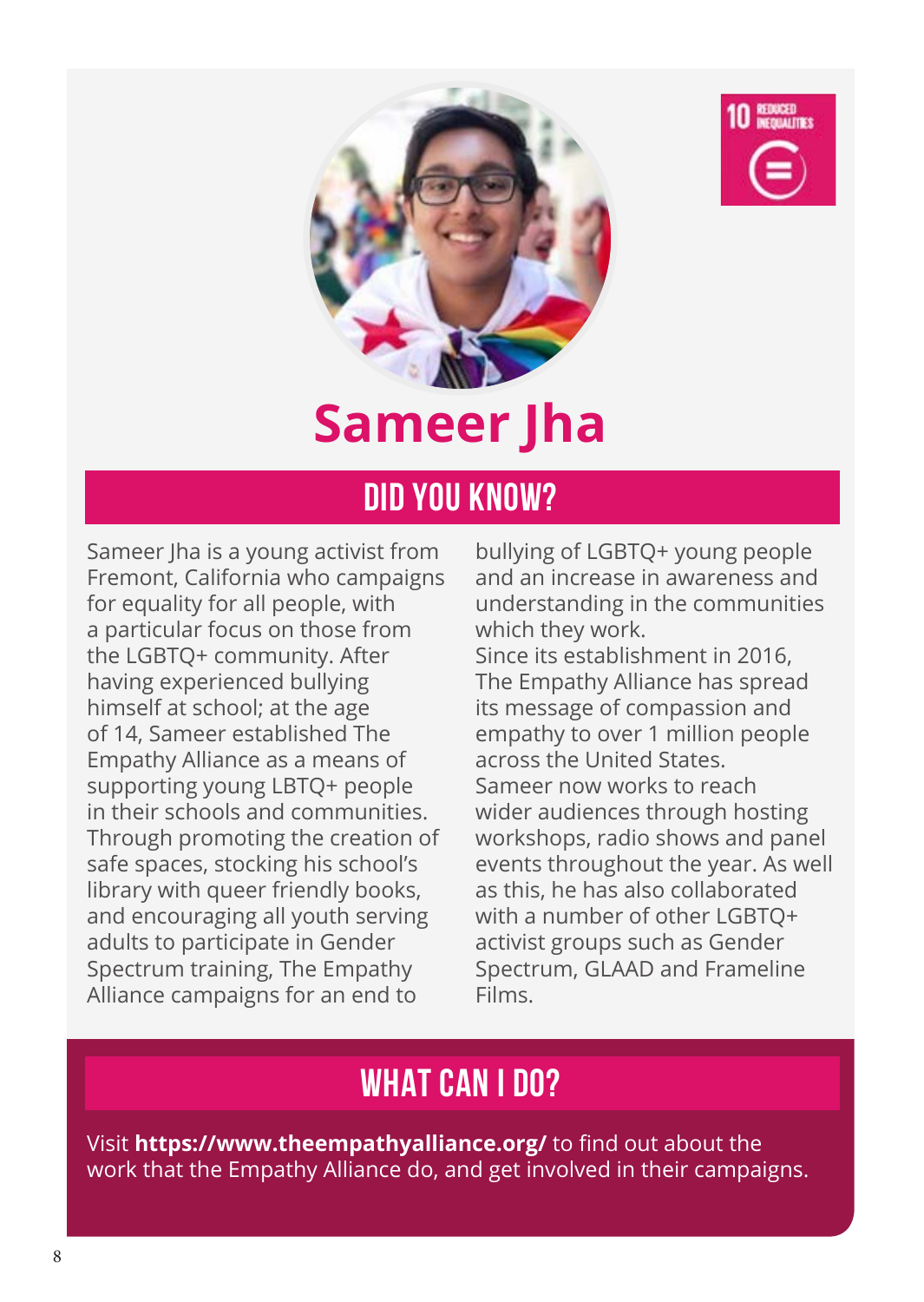# Sameer Jha

## DID YOU KNOW?

Sameer Jha is a young activist from Fremont, California who campaigns for equality for all people, with a particular focus on those from the LGBTQ+ community. After having experienced bullying himself at school; at the age of 14, Sameer established The Empathy Alliance as a means of supporting young LBTQ+ people in their schools and communities. Through promoting the creation of safe spaces, stocking his school's library with queer friendly books, and encouraging all youth serving adults to participate in Gender Spectrum training, The Empathy Alliance campaigns for an end to bullying of LGBTQ+ young people and an increase in awareness and understanding in the communities which they work.

Since its establishment in 2016, The Empathy Alliance has spread its message of compassion and empathy to over 1 million people across the United States.

Sameer now works to reach wider audiences through hosting workshops, radio shows and panel events throughout the year. As well as this, he has also collaborated with a number of other LGBTQ+ activist groups such as Gender Spectrum, GLAAD and Frameline Films.

## WHAT CAN I DO?

Visit **https://www.theempathyalliance.org/** to find out about the work that the Empathy Alliance do, and get involved in their campaigns.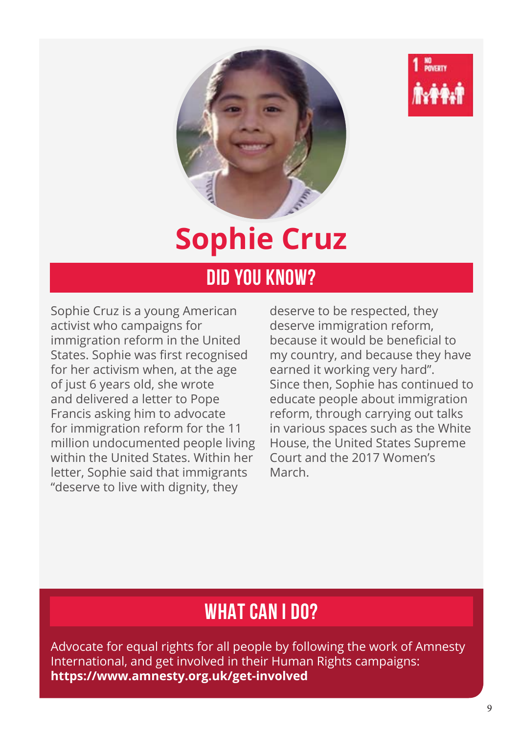# Sophie Cruz

## DID YOU KNOW?

Sophie Cruz is a young American activist who campaigns for immigration reform in the United States. Sophie was first recognised for her activism when, at the age of just 6 years old, she wrote and delivered a letter to Pope Francis asking him to advocate for immigration reform for the 11 million undocumented people living within the United States. Within her letter, Sophie said that immigrants "deserve to live with dignity, they deserve to be respected, they deserve immigration reform, because it would be beneficial to my country, and because they have earned it working very hard". Since then, Sophie has continued to educate people about immigration reform, through carrying out talks in various spaces such as the White House, the United States Supreme Court and the 2017 Women's March.

## WHAT CAN I DO?

Advocate for equal rights for all people by following the work of Amnesty International, and get involved in their Human Rights campaigns: **https://www.amnesty.org.uk/get-involved**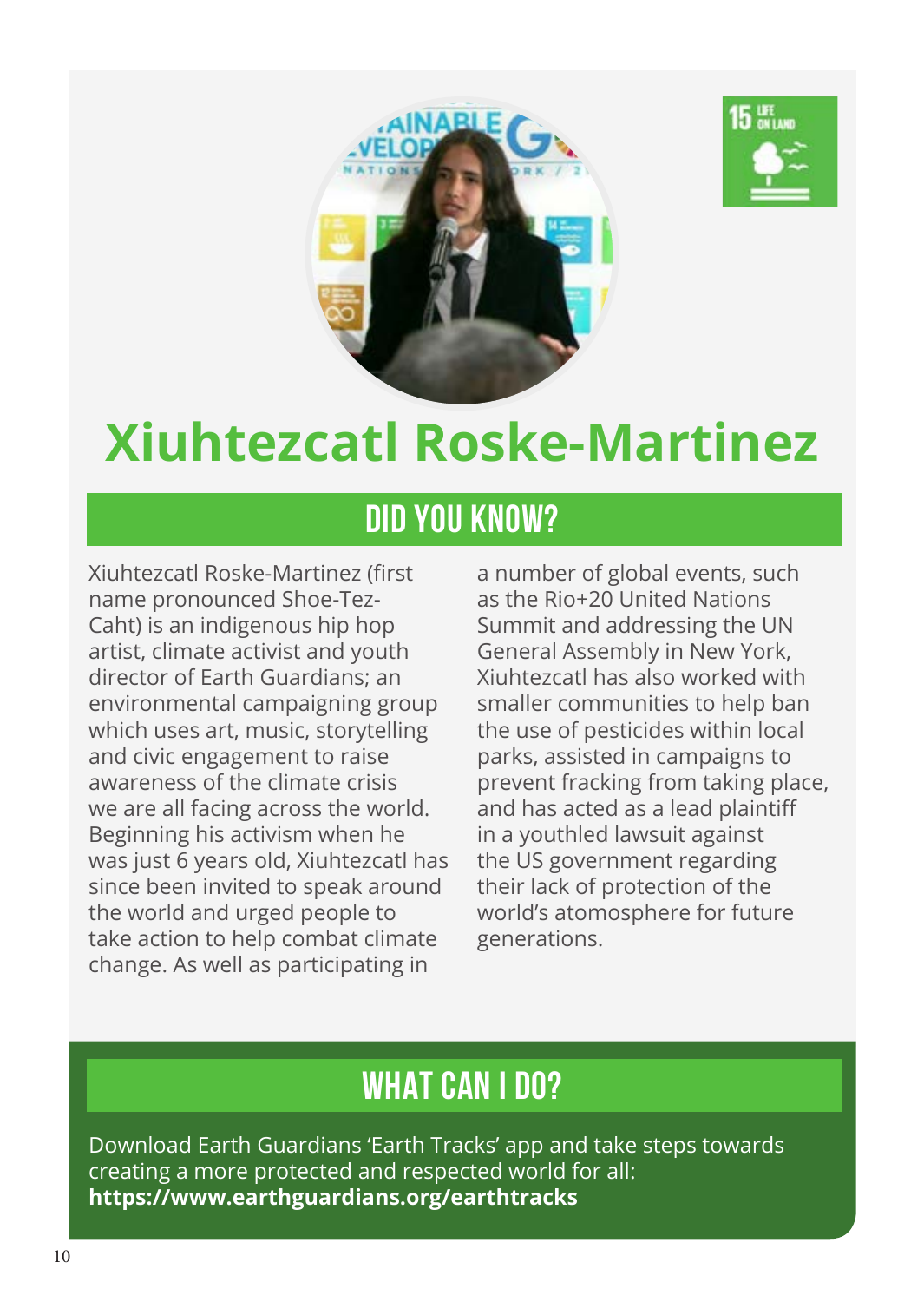# Xiuhtezcatl Roske-Martinez

## DID YOU KNOW?

Xiuhtezcatl Roske-Martinez (first name pronounced Shoe-Tez-Caht) is an indigenous hip hop artist, climate activist and youth director of Earth Guardians; an environmental campaigning group which uses art, music, storytelling and civic engagement to raise awareness of the climate crisis we are all facing across the world. Beginning his activism when he was just 6 years old, Xiuhtezcatl has since been invited to speak around the world and urged people to take action to help combat climate change. As well as participating in a number of global events, such as the Rio+20 United Nations Summit and addressing the UN General Assembly in New York, Xiuhtezcatl has also worked with smaller communities to help ban the use of pesticides within local parks, assisted in campaigns to prevent fracking from taking place, and has acted as a lead plaintiff in a youthled lawsuit against the US government regarding their lack of protection of the world's atomosphere for future generations.

## WHAT CAN I DO?

Download Earth Guardians 'Earth Tracks' app and take steps towards creating a more protected and respected world for all:
**https://www.earthguardians.org/earthtracks**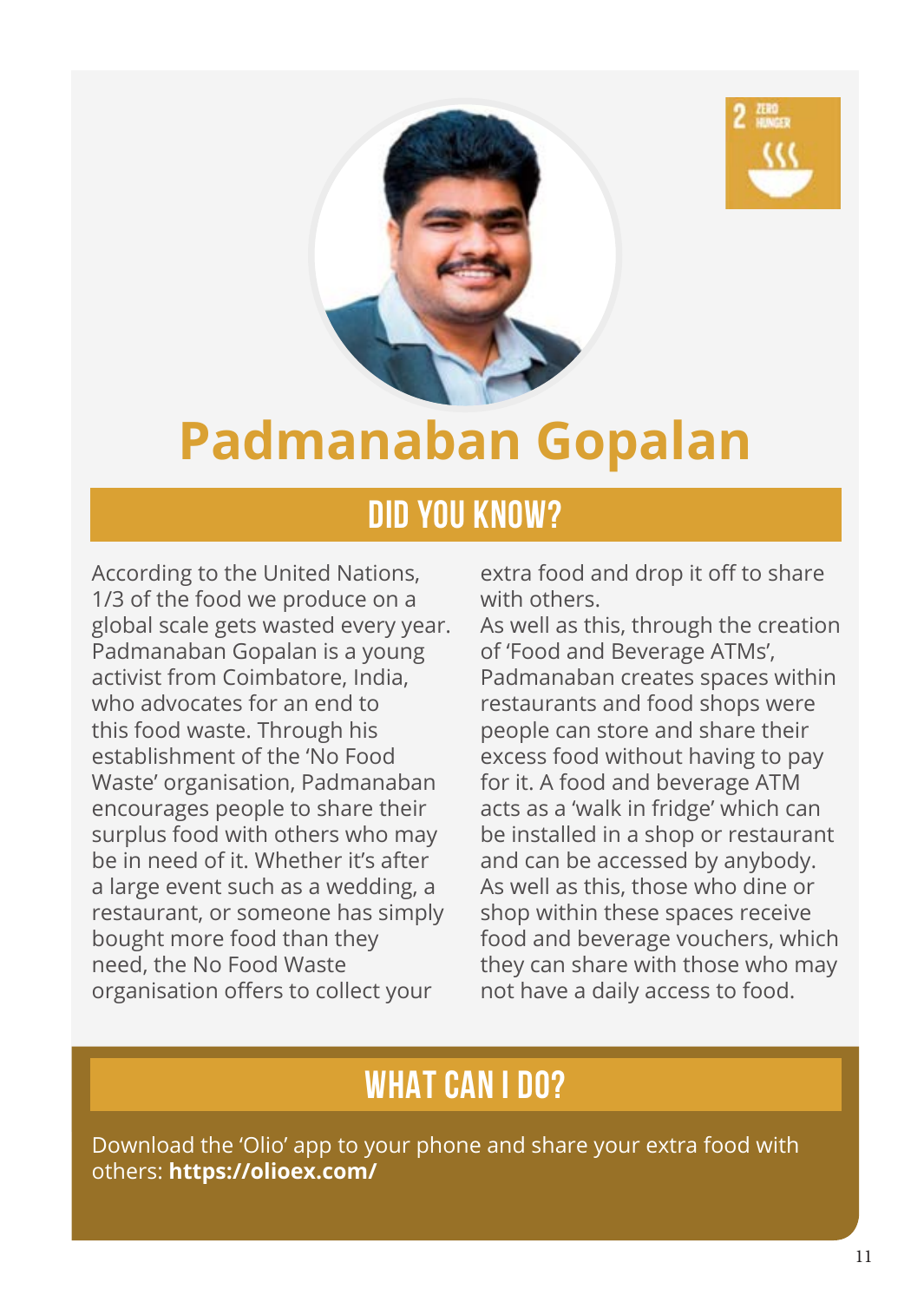# Padmanaban Gopalan

## DID YOU KNOW?

According to the United Nations, 1/3 of the food we produce on a global scale gets wasted every year. Padmanaban Gopalan is a young activist from Coimbatore, India, who advocates for an end to this food waste. Through his establishment of the 'No Food Waste' organisation, Padmanaban encourages people to share their surplus food with others who may be in need of it. Whether it's after a large event such as a wedding, a restaurant, or someone has simply bought more food than they need, the No Food Waste organisation offers to collect your extra food and drop it off to share with others.

As well as this, through the creation of 'Food and Beverage ATMs', Padmanaban creates spaces within restaurants and food shops were people can store and share their excess food without having to pay for it. A food and beverage ATM acts as a 'walk in fridge' which can be installed in a shop or restaurant and can be accessed by anybody. As well as this, those who dine or shop within these spaces receive food and beverage vouchers, which they can share with those who may not have a daily access to food.

## WHAT CAN I DO?

Download the 'Olio' app to your phone and share your extra food with others: **https://olioex.com/**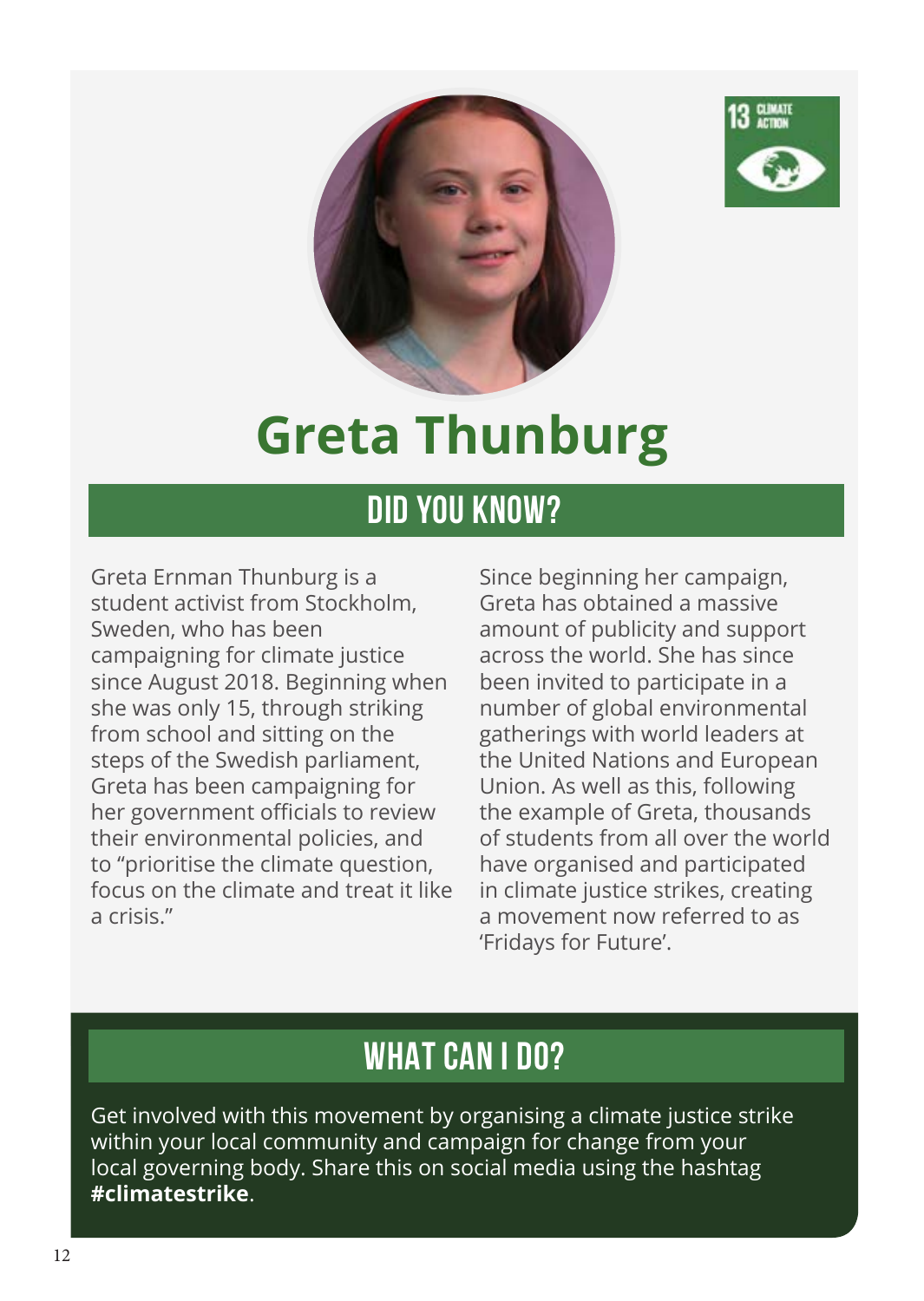# Greta Thunburg

## DID YOU KNOW?

Greta Ernman Thunburg is a student activist from Stockholm, Sweden, who has been campaigning for climate justice since August 2018. Beginning when she was only 15, through striking from school and sitting on the steps of the Swedish parliament, Greta has been campaigning for her government officials to review their environmental policies, and to "prioritise the climate question, focus on the climate and treat it like a crisis."

Since beginning her campaign, Greta has obtained a massive amount of publicity and support across the world. She has since been invited to participate in a number of global environmental gatherings with world leaders at the United Nations and European Union. As well as this, following the example of Greta, thousands of students from all over the world have organised and participated in climate justice strikes, creating a movement now referred to as 'Fridays for Future'.

## WHAT CAN I DO?

Get involved with this movement by organising a climate justice strike within your local community and campaign for change from your local governing body. Share this on social media using the hashtag **#climatestrike**.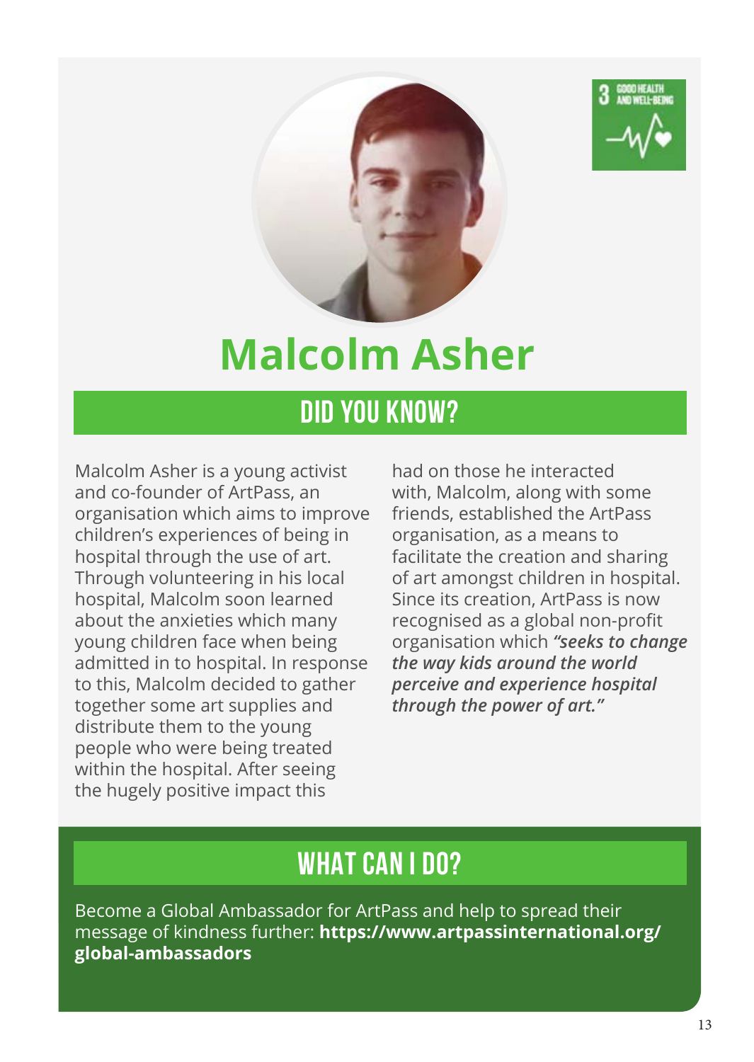# Malcolm Asher

## DID YOU KNOW?

Malcolm Asher is a young activist and co-founder of ArtPass, an organisation which aims to improve children's experiences of being in hospital through the use of art. Through volunteering in his local hospital, Malcolm soon learned about the anxieties which many young children face when being admitted in to hospital. In response to this, Malcolm decided to gather together some art supplies and distribute them to the young people who were being treated within the hospital. After seeing the hugely positive impact this had on those he interacted with, Malcolm, along with some friends, established the ArtPass organisation, as a means to facilitate the creation and sharing of art amongst children in hospital. Since its creation, ArtPass is now recognised as a global non-profit organisation which ***"seeks to change the way kids around the world perceive and experience hospital through the power of art."***

## WHAT CAN I DO?

Become a Global Ambassador for ArtPass and help to spread their message of kindness further: **https://www.artpassinternational.org/global-ambassadors**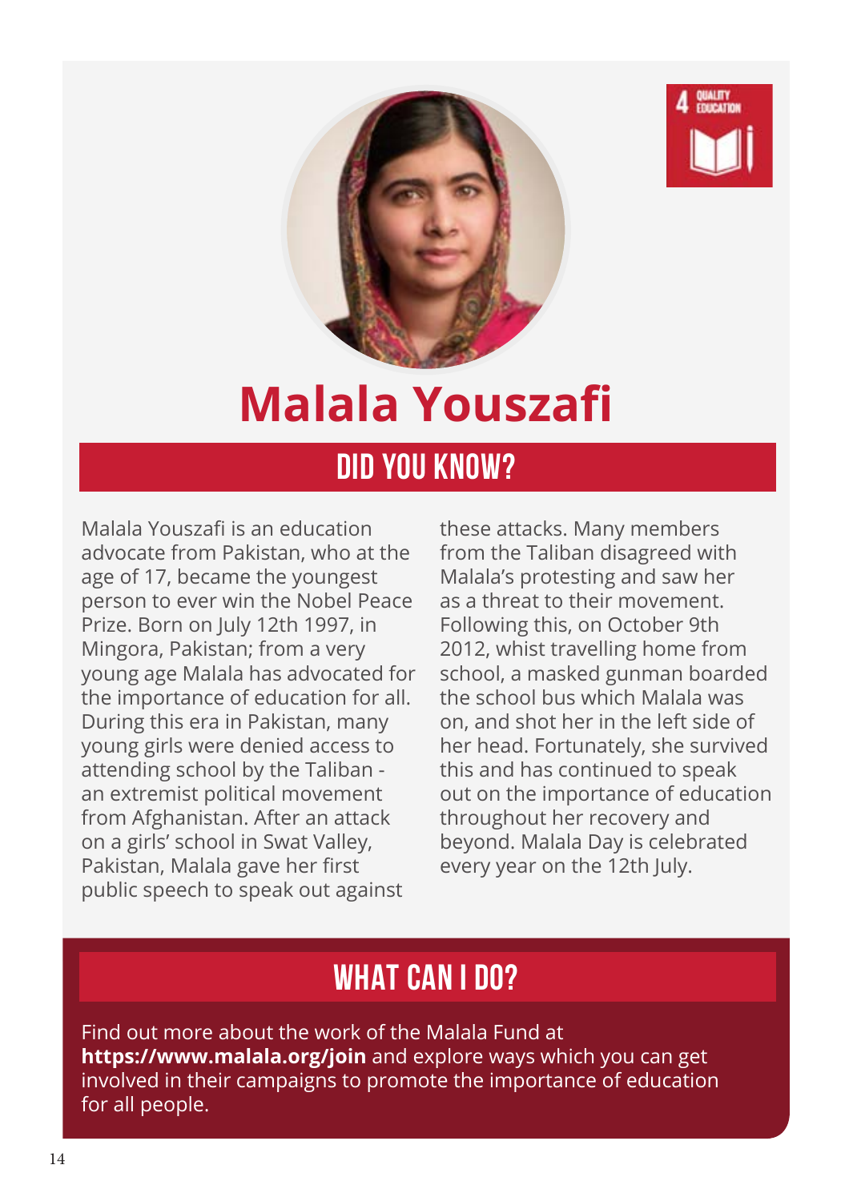# Malala Youszafi

## DID YOU KNOW?

Malala Youszafi is an education advocate from Pakistan, who at the age of 17, became the youngest person to ever win the Nobel Peace Prize. Born on July 12th 1997, in Mingora, Pakistan; from a very young age Malala has advocated for the importance of education for all. During this era in Pakistan, many young girls were denied access to attending school by the Taliban - an extremist political movement from Afghanistan. After an attack on a girls' school in Swat Valley, Pakistan, Malala gave her first public speech to speak out against these attacks. Many members from the Taliban disagreed with Malala's protesting and saw her as a threat to their movement. Following this, on October 9th 2012, whist travelling home from school, a masked gunman boarded the school bus which Malala was on, and shot her in the left side of her head. Fortunately, she survived this and has continued to speak out on the importance of education throughout her recovery and beyond. Malala Day is celebrated every year on the 12th July.

## WHAT CAN I DO?

Find out more about the work of the Malala Fund at **https://www.malala.org/join** and explore ways which you can get involved in their campaigns to promote the importance of education for all people.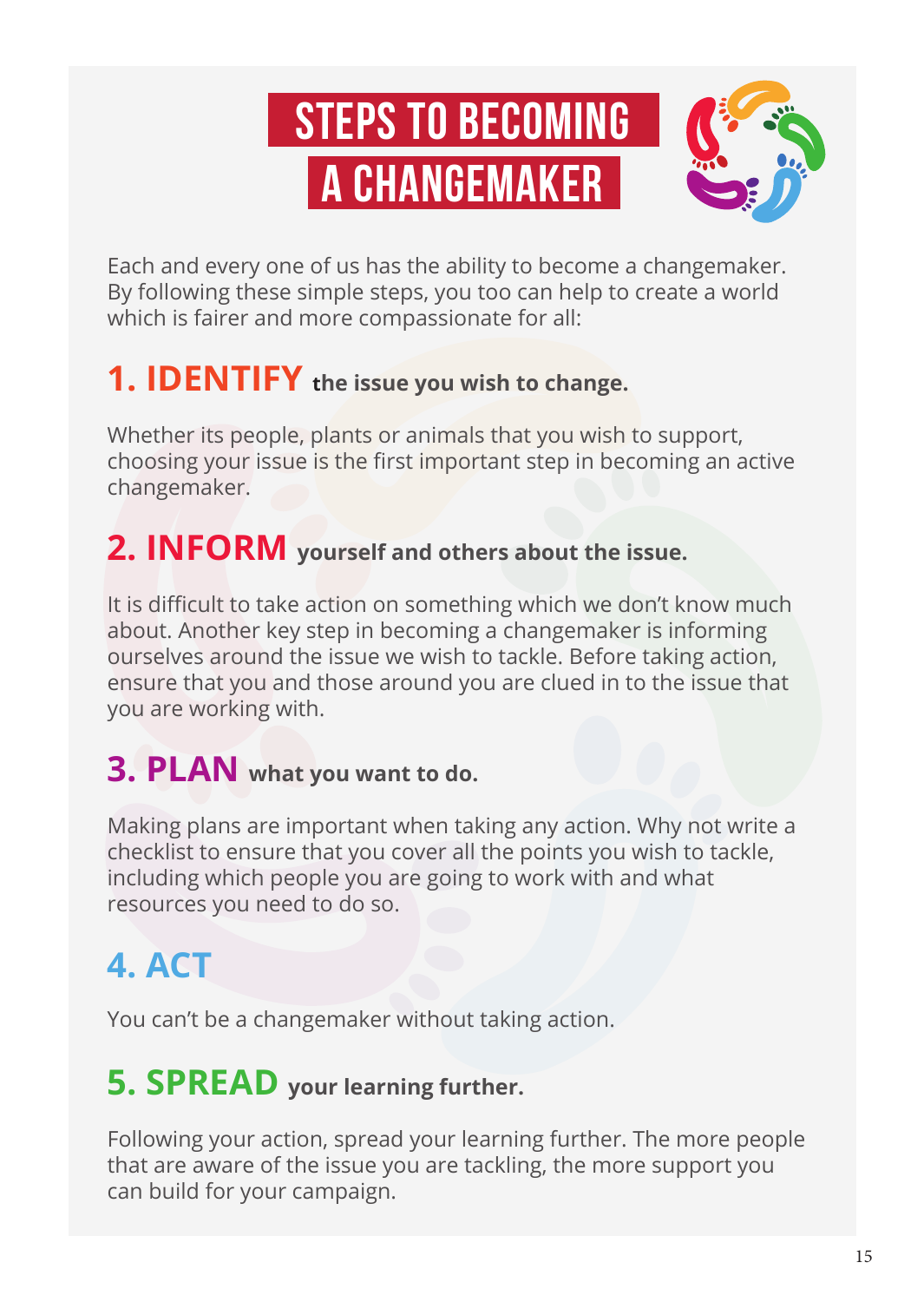# STEPS TO BECOMING A CHANGEMAKER

Each and every one of us has the ability to become a changemaker. By following these simple steps, you too can help to create a world which is fairer and more compassionate for all:

## 1. IDENTIFY the issue you wish to change.

Whether its people, plants or animals that you wish to support, choosing your issue is the first important step in becoming an active changemaker.

## 2. INFORM yourself and others about the issue.

It is difficult to take action on something which we don't know much about. Another key step in becoming a changemaker is informing ourselves around the issue we wish to tackle. Before taking action, ensure that you and those around you are clued in to the issue that you are working with.

## 3. PLAN what you want to do.

Making plans are important when taking any action. Why not write a checklist to ensure that you cover all the points you wish to tackle, including which people you are going to work with and what resources you need to do so.

## 4. ACT

You can't be a changemaker without taking action.

## 5. SPREAD your learning further.

Following your action, spread your learning further. The more people that are aware of the issue you are tackling, the more support you can build for your campaign.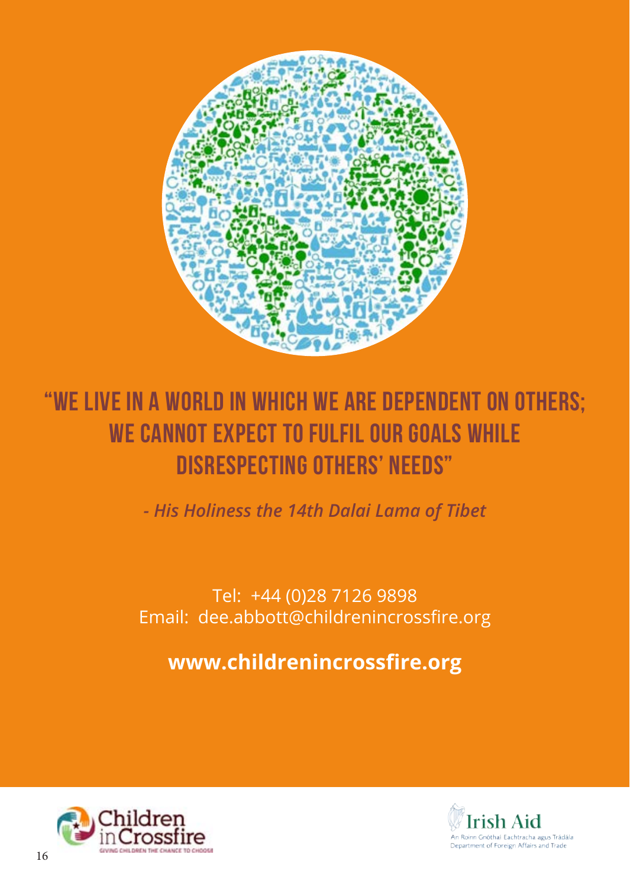# "We live in a world in which we are dependent on others; we cannot expect to fulfil our goals while disrespecting others' needs"

*- His Holiness the 14th Dalai Lama of Tibet*

Tel: +44 (0)28 7126 9898
Email: dee.abbott@childrenincrossfire.org

**www.childrenincrossfire.org**

Children in Crossfire
GIVING CHILDREN THE CHANCE TO CHOOSE

Irish Aid
An Roinn Gnóthaí Eachtracha agus Trádála
Department of Foreign Affairs and Trade